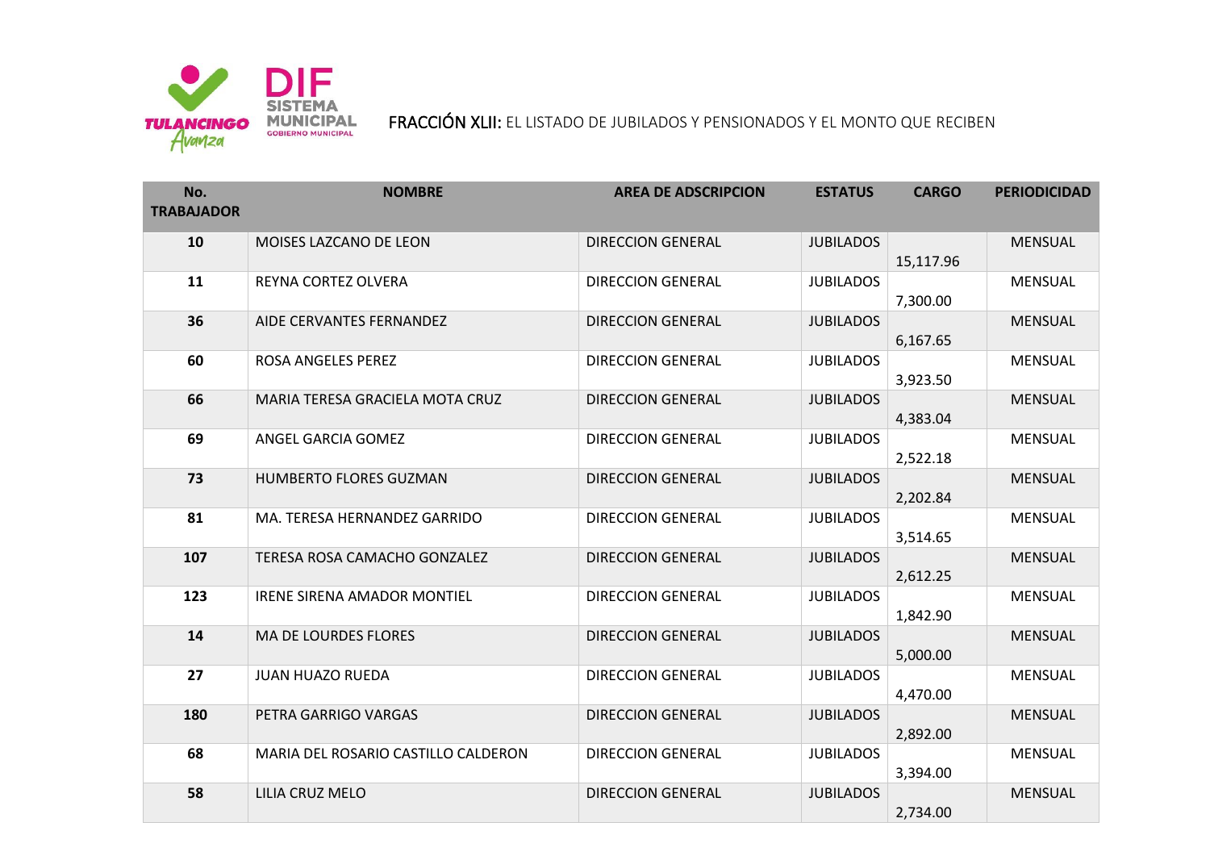FRACCIÓN XLII: EL LISTADO DE JUBILADOS Y PENSIONADOS Y EL MONTO QUE RECIBEN

| No. TRABAJADOR | NOMBRE | AREA DE ADSCRIPCION | ESTATUS | CARGO | PERIODICIDAD |
|---|---|---|---|---|---|
| 10 | MOISES LAZCANO DE LEON | DIRECCION GENERAL | JUBILADOS | 15,117.96 | MENSUAL |
| 11 | REYNA CORTEZ OLVERA | DIRECCION GENERAL | JUBILADOS | 7,300.00 | MENSUAL |
| 36 | AIDE CERVANTES FERNANDEZ | DIRECCION GENERAL | JUBILADOS | 6,167.65 | MENSUAL |
| 60 | ROSA ANGELES PEREZ | DIRECCION GENERAL | JUBILADOS | 3,923.50 | MENSUAL |
| 66 | MARIA TERESA GRACIELA MOTA CRUZ | DIRECCION GENERAL | JUBILADOS | 4,383.04 | MENSUAL |
| 69 | ANGEL GARCIA GOMEZ | DIRECCION GENERAL | JUBILADOS | 2,522.18 | MENSUAL |
| 73 | HUMBERTO FLORES GUZMAN | DIRECCION GENERAL | JUBILADOS | 2,202.84 | MENSUAL |
| 81 | MA. TERESA HERNANDEZ GARRIDO | DIRECCION GENERAL | JUBILADOS | 3,514.65 | MENSUAL |
| 107 | TERESA ROSA CAMACHO GONZALEZ | DIRECCION GENERAL | JUBILADOS | 2,612.25 | MENSUAL |
| 123 | IRENE SIRENA AMADOR MONTIEL | DIRECCION GENERAL | JUBILADOS | 1,842.90 | MENSUAL |
| 14 | MA DE LOURDES FLORES | DIRECCION GENERAL | JUBILADOS | 5,000.00 | MENSUAL |
| 27 | JUAN HUAZO RUEDA | DIRECCION GENERAL | JUBILADOS | 4,470.00 | MENSUAL |
| 180 | PETRA GARRIGO VARGAS | DIRECCION GENERAL | JUBILADOS | 2,892.00 | MENSUAL |
| 68 | MARIA DEL ROSARIO CASTILLO CALDERON | DIRECCION GENERAL | JUBILADOS | 3,394.00 | MENSUAL |
| 58 | LILIA CRUZ MELO | DIRECCION GENERAL | JUBILADOS | 2,734.00 | MENSUAL |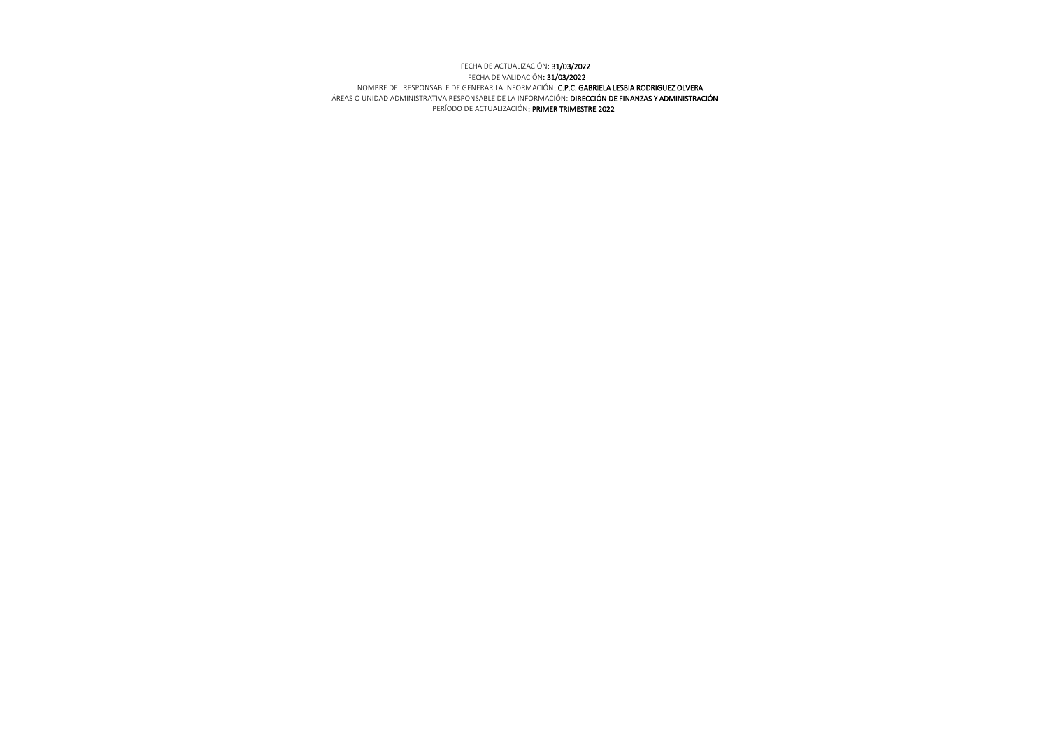FECHA DE ACTUALIZACIÓN: **31/03/2022**

FECHA DE VALIDACIÓN: **31/03/2022**

NOMBRE DEL RESPONSABLE DE GENERAR LA INFORMACIÓN: **C.P.C. GABRIELA LESBIA RODRIGUEZ OLVERA**

ÁREAS O UNIDAD ADMINISTRATIVA RESPONSABLE DE LA INFORMACIÓN: **DIRECCIÓN DE FINANZAS Y ADMINISTRACIÓN**

PERÍODO DE ACTUALIZACIÓN: **PRIMER TRIMESTRE 2022**